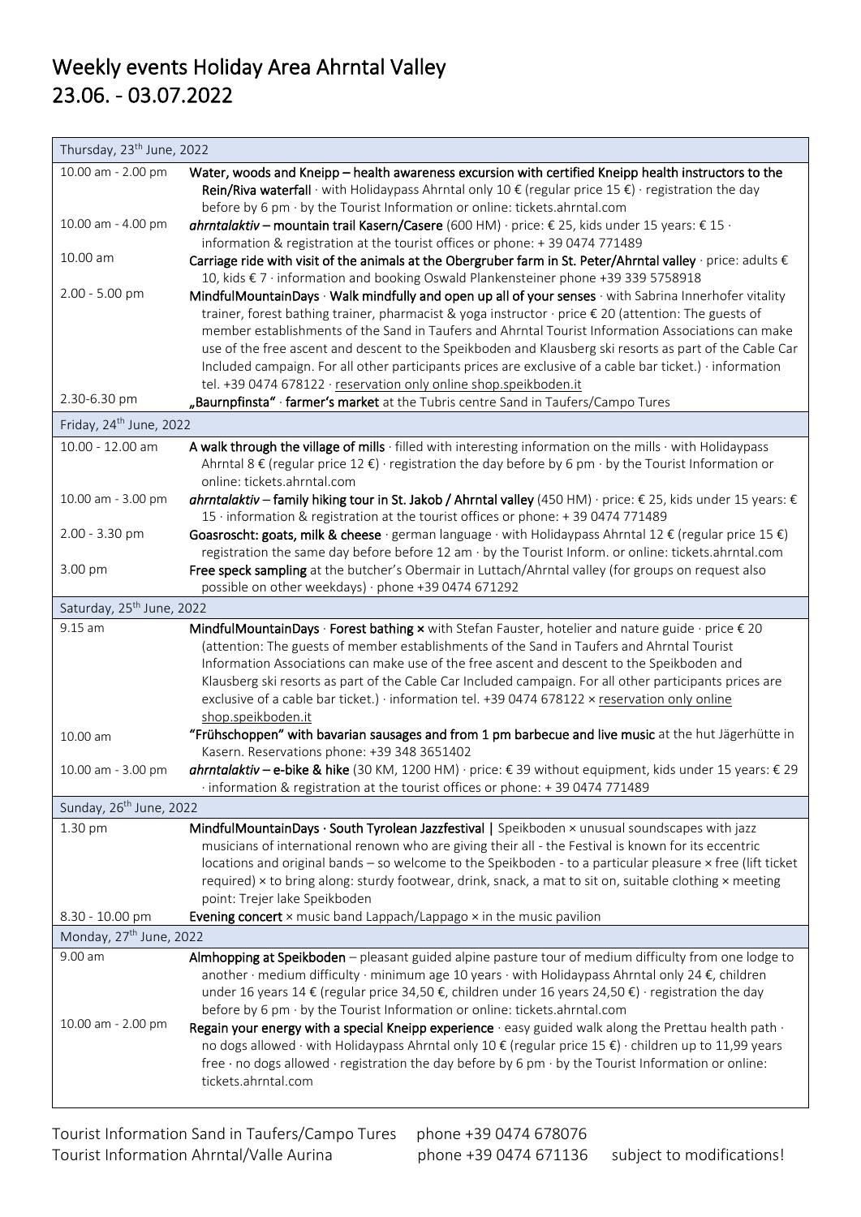# Weekly events Holiday Area Ahrntal Valley 23.06. - 03.07.2022

| Thursday, 23[th] June, 2022 | |
|---|---|
| 10.00 am - 2.00 pm | **Water, woods and Kneipp – health awareness excursion with certified Kneipp health instructors to the Rein/Riva waterfall** · with Holidaypass Ahrntal only 10 € (regular price 15 €) · registration the day before by 6 pm · by the Tourist Information or online: tickets.ahrntal.com |
| 10.00 am - 4.00 pm | ***ahrntalaktiv* – mountain trail Kasern/Casere** (600 HM) · price: € 25, kids under 15 years: € 15 · information & registration at the tourist offices or phone: + 39 0474 771489 |
| 10.00 am | **Carriage ride with visit of the animals at the Obergruber farm in St. Peter/Ahrntal valley** · price: adults € 10, kids € 7 · information and booking Oswald Plankensteiner phone +39 339 5758918 |
| 2.00 - 5.00 pm | **MindfulMountainDays** · **Walk mindfully and open up all of your senses** · with Sabrina Innerhofer vitality trainer, forest bathing trainer, pharmacist & yoga instructor · price € 20 (attention: The guests of member establishments of the Sand in Taufers and Ahrntal Tourist Information Associations can make use of the free ascent and descent to the Speikboden and Klausberg ski resorts as part of the Cable Car Included campaign. For all other participants prices are exclusive of a cable bar ticket.) · information tel. +39 0474 678122 · reservation only online shop.speikboden.it |
| 2.30-6.30 pm | **„Baurnpfinsta“** · **farmer's market** at the Tubris centre Sand in Taufers/Campo Tures |
| **Friday, 24[th] June, 2022** | |
| 10.00 - 12.00 am | **A walk through the village of mills** · filled with interesting information on the mills · with Holidaypass Ahrntal 8 € (regular price 12 €) · registration the day before by 6 pm · by the Tourist Information or online: tickets.ahrntal.com |
| 10.00 am - 3.00 pm | ***ahrntalaktiv* – family hiking tour in St. Jakob / Ahrntal valley** (450 HM) · price: € 25, kids under 15 years: € 15 · information & registration at the tourist offices or phone: + 39 0474 771489 |
| 2.00 - 3.30 pm | **Goasroscht: goats, milk & cheese** · german language · with Holidaypass Ahrntal 12 € (regular price 15 €) registration the same day before by 12 am · by the Tourist Inform. or online: tickets.ahrntal.com |
| 3.00 pm | **Free speck sampling** at the butcher's Obermair in Luttach/Ahrntal valley (for groups on request also possible on other weekdays) · phone +39 0474 671292 |
| **Saturday, 25[th] June, 2022** | |
| 9.15 am | **MindfulMountainDays** · **Forest bathing ×** with Stefan Fauster, hotelier and nature guide · price € 20 (attention: The guests of member establishments of the Sand in Taufers and Ahrntal Tourist Information Associations can make use of the free ascent and descent to the Speikboden and Klausberg ski resorts as part of the Cable Car Included campaign. For all other participants prices are exclusive of a cable bar ticket.) · information tel. +39 0474 678122 × reservation only online shop.speikboden.it |
| 10.00 am | **"Frühschoppen" with bavarian sausages and from 1 pm barbecue and live music** at the hut Jägerhütte in Kasern. Reservations phone: +39 348 3651402 |
| 10.00 am - 3.00 pm | ***ahrntalaktiv* – e-bike & hike** (30 KM, 1200 HM) · price: € 39 without equipment, kids under 15 years: € 29 · information & registration at the tourist offices or phone: + 39 0474 771489 |
| **Sunday, 26[th] June, 2022** | |
| 1.30 pm | **MindfulMountainDays · South Tyrolean Jazzfestival \|** Speikboden × unusual soundscapes with jazz musicians of international renown who are giving their all - the Festival is known for its eccentric locations and original bands – so welcome to the Speikboden - to a particular pleasure × free (lift ticket required) × to bring along: sturdy footwear, drink, snack, a mat to sit on, suitable clothing × meeting point: Trejer lake Speikboden |
| 8.30 - 10.00 pm | **Evening concert** × music band Lappach/Lappago × in the music pavilion |
| **Monday, 27[th] June, 2022** | |
| 9.00 am | **Almhopping at Speikboden** – pleasant guided alpine pasture tour of medium difficulty from one lodge to another · medium difficulty · minimum age 10 years · with Holidaypass Ahrntal only 24 €, children under 16 years 14 € (regular price 34,50 €, children under 16 years 24,50 €) · registration the day before by 6 pm · by the Tourist Information or online: tickets.ahrntal.com |
| 10.00 am - 2.00 pm | **Regain your energy with a special Kneipp experience** · easy guided walk along the Prettau health path · no dogs allowed · with Holidaypass Ahrntal only 10 € (regular price 15 €) · children up to 11,99 years free · no dogs allowed · registration the day before by 6 pm · by the Tourist Information or online: tickets.ahrntal.com |

Tourist Information Sand in Taufers/Campo Tures phone +39 0474 678076
Tourist Information Ahrntal/Valle Aurina phone +39 0474 671136 subject to modifications!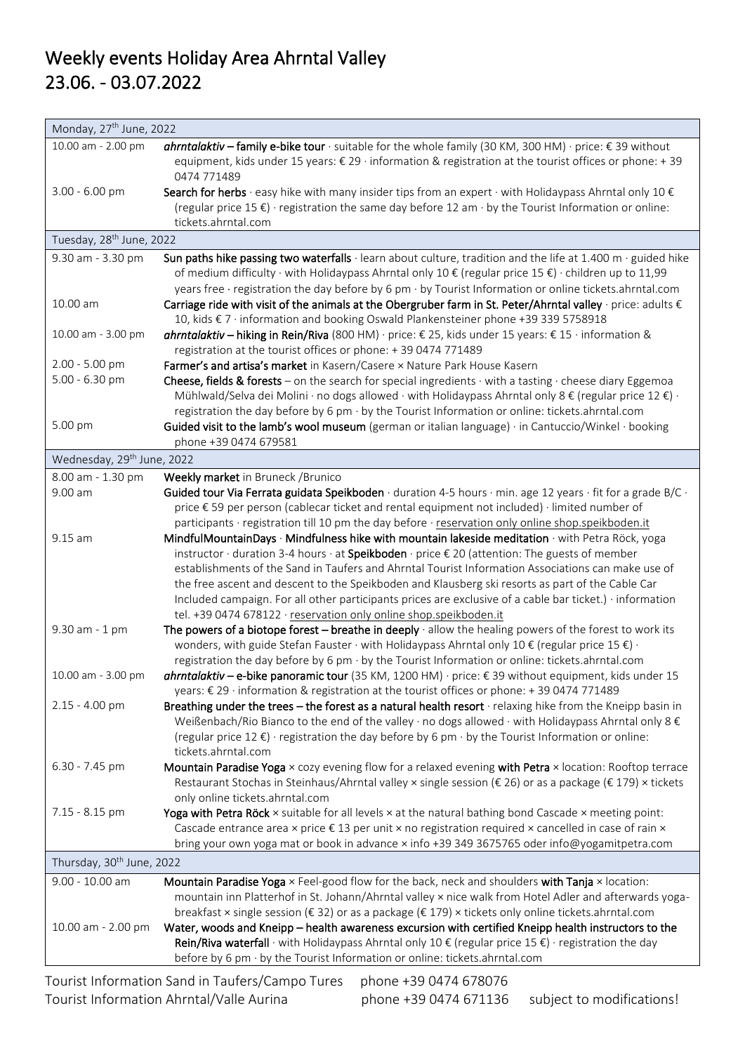# Weekly events Holiday Area Ahrntal Valley
# 23.06. - 03.07.2022

| Monday, 27th June, 2022 | |
|---|---|
| 10.00 am - 2.00 pm | ***ahrntalaktiv* – family e-bike tour** · suitable for the whole family (30 KM, 300 HM) · price: € 39 without equipment, kids under 15 years: € 29 · information & registration at the tourist offices or phone: + 39 0474 771489 |
| 3.00 - 6.00 pm | **Search for herbs** · easy hike with many insider tips from an expert · with Holidaypass Ahrntal only 10 € (regular price 15 €) · registration the same day before 12 am · by the Tourist Information or online: tickets.ahrntal.com |
| **Tuesday, 28th June, 2022** | |
| 9.30 am - 3.30 pm | **Sun paths hike passing two waterfalls** · learn about culture, tradition and the life at 1.400 m · guided hike of medium difficulty · with Holidaypass Ahrntal only 10 € (regular price 15 €) · children up to 11,99 years free · registration the day before by 6 pm · by Tourist Information or online tickets.ahrntal.com |
| 10.00 am | **Carriage ride with visit of the animals at the Obergruber farm in St. Peter/Ahrntal valley** · price: adults € 10, kids € 7 · information and booking Oswald Plankensteiner phone +39 339 5758918 |
| 10.00 am - 3.00 pm | ***ahrntalaktiv* – hiking in Rein/Riva** (800 HM) · price: € 25, kids under 15 years: € 15 · information & registration at the tourist offices or phone: + 39 0474 771489 |
| 2.00 - 5.00 pm | **Farmer's and artisa's market** in Kasern/Casere × Nature Park House Kasern |
| 5.00 - 6.30 pm | **Cheese, fields & forests** – on the search for special ingredients · with a tasting · cheese diary Eggemoa Mühlwald/Selva dei Molini · no dogs allowed · with Holidaypass Ahrntal only 8 € (regular price 12 €) · registration the day before by 6 pm · by the Tourist Information or online: tickets.ahrntal.com |
| 5.00 pm | **Guided visit to the lamb's wool museum** (german or italian language) · in Cantuccio/Winkel · booking phone +39 0474 679581 |
| **Wednesday, 29th June, 2022** | |
| 8.00 am - 1.30 pm | **Weekly market** in Bruneck /Brunico |
| 9.00 am | **Guided tour Via Ferrata guidata Speikboden** · duration 4-5 hours · min. age 12 years · fit for a grade B/C · price € 59 per person (cablecar ticket and rental equipment not included) · limited number of participants · registration till 10 pm the day before · reservation only online shop.speikboden.it |
| 9.15 am | **MindfulMountainDays · Mindfulness hike with mountain lakeside meditation** · with Petra Röck, yoga instructor · duration 3-4 hours · at **Speikboden** · price € 20 (attention: The guests of member establishments of the Sand in Taufers and Ahrntal Tourist Information Associations can make use of the free ascent and descent to the Speikboden and Klausberg ski resorts as part of the Cable Car Included campaign. For all other participants prices are exclusive of a cable bar ticket.) · information tel. +39 0474 678122 · reservation only online shop.speikboden.it |
| 9.30 am - 1 pm | **The powers of a biotope forest – breathe in deeply** · allow the healing powers of the forest to work its wonders, with guide Stefan Fauster · with Holidaypass Ahrntal only 10 € (regular price 15 €) · registration the day before by 6 pm · by the Tourist Information or online: tickets.ahrntal.com |
| 10.00 am - 3.00 pm | ***ahrntalaktiv* – e-bike panoramic tour** (35 KM, 1200 HM) · price: € 39 without equipment, kids under 15 years: € 29 · information & registration at the tourist offices or phone: + 39 0474 771489 |
| 2.15 - 4.00 pm | **Breathing under the trees – the forest as a natural health resort** · relaxing hike from the Kneipp basin in Weißenbach/Rio Bianco to the end of the valley · no dogs allowed · with Holidaypass Ahrntal only 8 € (regular price 12 €) · registration the day before by 6 pm · by the Tourist Information or online: tickets.ahrntal.com |
| 6.30 - 7.45 pm | **Mountain Paradise Yoga** × cozy evening flow for a relaxed evening **with Petra** × location: Rooftop terrace Restaurant Stochas in Steinhaus/Ahrntal valley × single session (€ 26) or as a package (€ 179) × tickets only online tickets.ahrntal.com |
| 7.15 - 8.15 pm | **Yoga with Petra Röck** × suitable for all levels × at the natural bathing bond Cascade × meeting point: Cascade entrance area × price € 13 per unit × no registration required × cancelled in case of rain × bring your own yoga mat or book in advance × info +39 349 3675765 oder info@yogamitpetra.com |
| **Thursday, 30th June, 2022** | |
| 9.00 - 10.00 am | **Mountain Paradise Yoga** × Feel-good flow for the back, neck and shoulders **with Tanja** × location: mountain inn Platterhof in St. Johann/Ahrntal valley × nice walk from Hotel Adler and afterwards yoga-breakfast × single session (€ 32) or as a package (€ 179) × tickets only online tickets.ahrntal.com |
| 10.00 am - 2.00 pm | **Water, woods and Kneipp – health awareness excursion with certified Kneipp health instructors to the Rein/Riva waterfall** · with Holidaypass Ahrntal only 10 € (regular price 15 €) · registration the day before by 6 pm · by the Tourist Information or online: tickets.ahrntal.com |

Tourist Information Sand in Taufers/Campo Tures phone +39 0474 678076
Tourist Information Ahrntal/Valle Aurina phone +39 0474 671136 subject to modifications!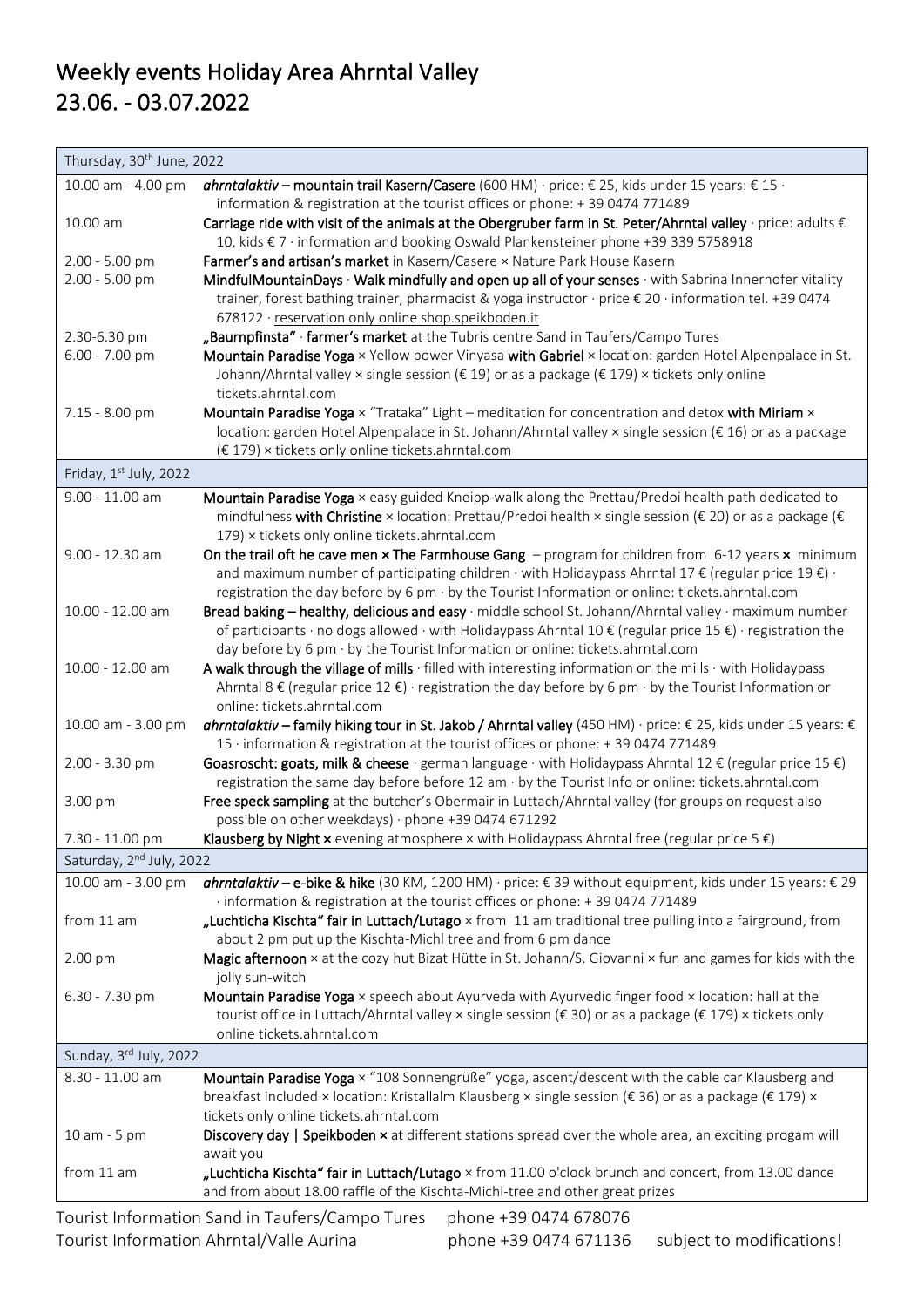# Weekly events Holiday Area Ahrntal Valley 23.06. - 03.07.2022

| Thursday, 30th June, 2022 | |
|---|---|
| 10.00 am - 4.00 pm | ***ahrntalaktiv* – mountain trail Kasern/Casere** (600 HM) · price: € 25, kids under 15 years: € 15 · information & registration at the tourist offices or phone: + 39 0474 771489 |
| 10.00 am | **Carriage ride with visit of the animals at the Obergruber farm in St. Peter/Ahrntal valley** · price: adults € 10, kids € 7 · information and booking Oswald Plankensteiner phone +39 339 5758918 |
| 2.00 - 5.00 pm | **Farmer's and artisan's market** in Kasern/Casere × Nature Park House Kasern |
| 2.00 - 5.00 pm | **MindfulMountainDays · Walk mindfully and open up all of your senses** · with Sabrina Innerhofer vitality trainer, forest bathing trainer, pharmacist & yoga instructor · price € 20 · information tel. +39 0474 678122 · reservation only online shop.speikboden.it |
| 2.30-6.30 pm | **„Baurnpfinsta" · farmer's market** at the Tubris centre Sand in Taufers/Campo Tures |
| 6.00 - 7.00 pm | **Mountain Paradise Yoga** × Yellow power Vinyasa **with Gabriel** × location: garden Hotel Alpenpalace in St. Johann/Ahrntal valley × single session (€ 19) or as a package (€ 179) × tickets only online tickets.ahrntal.com |
| 7.15 - 8.00 pm | **Mountain Paradise Yoga** × "Trataka" Light – meditation for concentration and detox **with Miriam** × location: garden Hotel Alpenpalace in St. Johann/Ahrntal valley × single session (€ 16) or as a package (€ 179) × tickets only online tickets.ahrntal.com |
| **Friday, 1st July, 2022** | |
| 9.00 - 11.00 am | **Mountain Paradise Yoga** × easy guided Kneipp-walk along the Prettau/Predoi health path dedicated to mindfulness **with Christine** × location: Prettau/Predoi health × single session (€ 20) or as a package (€ 179) × tickets only online tickets.ahrntal.com |
| 9.00 - 12.30 am | **On the trail oft he cave men × The Farmhouse Gang** – program for children from 6-12 years **×** minimum and maximum number of participating children · with Holidaypass Ahrntal 17 € (regular price 19 €) · registration the day before by 6 pm · by the Tourist Information or online: tickets.ahrntal.com |
| 10.00 - 12.00 am | **Bread baking – healthy, delicious and easy** · middle school St. Johann/Ahrntal valley · maximum number of participants · no dogs allowed · with Holidaypass Ahrntal 10 € (regular price 15 €) · registration the day before by 6 pm · by the Tourist Information or online: tickets.ahrntal.com |
| 10.00 - 12.00 am | **A walk through the village of mills** · filled with interesting information on the mills · with Holidaypass Ahrntal 8 € (regular price 12 €) · registration the day before by 6 pm · by the Tourist Information or online: tickets.ahrntal.com |
| 10.00 am - 3.00 pm | ***ahrntalaktiv* – family hiking tour in St. Jakob / Ahrntal valley** (450 HM) · price: € 25, kids under 15 years: € 15 · information & registration at the tourist offices or phone: + 39 0474 771489 |
| 2.00 - 3.30 pm | **Goasroscht: goats, milk & cheese** · german language · with Holidaypass Ahrntal 12 € (regular price 15 €) registration the same day before before 12 am · by the Tourist Info or online: tickets.ahrntal.com |
| 3.00 pm | **Free speck sampling** at the butcher's Obermair in Luttach/Ahrntal valley (for groups on request also possible on other weekdays) · phone +39 0474 671292 |
| 7.30 - 11.00 pm | **Klausberg by Night ×** evening atmosphere × with Holidaypass Ahrntal free (regular price 5 €) |
| **Saturday, 2nd July, 2022** | |
| 10.00 am - 3.00 pm | ***ahrntalaktiv* – e-bike & hike** (30 KM, 1200 HM) · price: € 39 without equipment, kids under 15 years: € 29 · information & registration at the tourist offices or phone: + 39 0474 771489 |
| from 11 am | **„Luchticha Kischta" fair in Luttach/Lutago** × from 11 am traditional tree pulling into a fairground, from about 2 pm put up the Kischta-Michl tree and from 6 pm dance |
| 2.00 pm | **Magic afternoon** × at the cozy hut Bizat Hütte in St. Johann/S. Giovanni × fun and games for kids with the jolly sun-witch |
| 6.30 - 7.30 pm | **Mountain Paradise Yoga** × speech about Ayurveda with Ayurvedic finger food × location: hall at the tourist office in Luttach/Ahrntal valley × single session (€ 30) or as a package (€ 179) × tickets only online tickets.ahrntal.com |
| **Sunday, 3rd July, 2022** | |
| 8.30 - 11.00 am | **Mountain Paradise Yoga** × "108 Sonnengrüße" yoga, ascent/descent with the cable car Klausberg and breakfast included × location: Kristallalm Klausberg × single session (€ 36) or as a package (€ 179) × tickets only online tickets.ahrntal.com |
| 10 am - 5 pm | **Discovery day \| Speikboden ×** at different stations spread over the whole area, an exciting progam will await you |
| from 11 am | **„Luchticha Kischta" fair in Luttach/Lutago** × from 11.00 o'clock brunch and concert, from 13.00 dance and from about 18.00 raffle of the Kischta-Michl-tree and other great prizes |

Tourist Information Sand in Taufers/Campo Tures phone +39 0474 678076
Tourist Information Ahrntal/Valle Aurina phone +39 0474 671136 subject to modifications!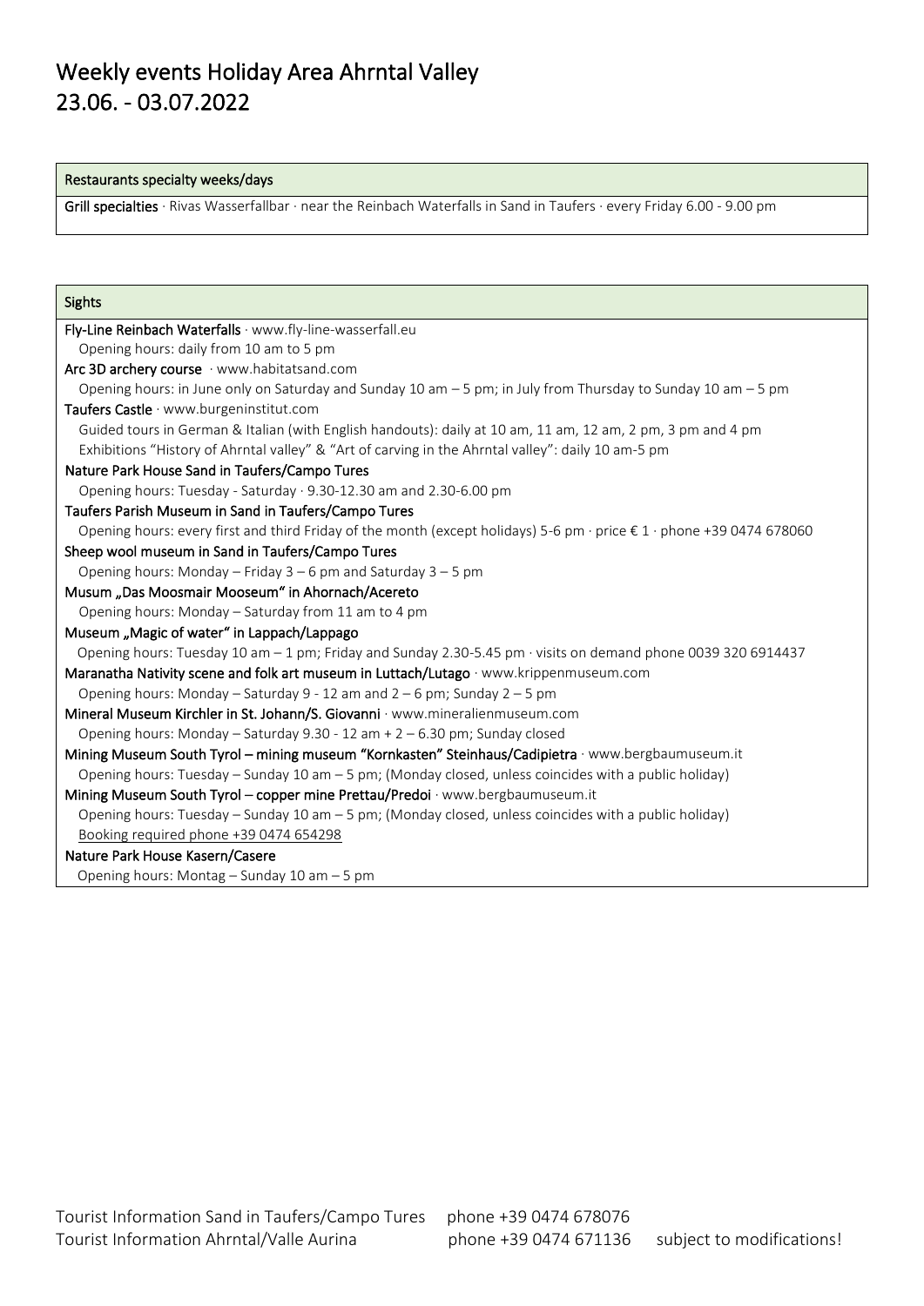# Weekly events Holiday Area Ahrntal Valley
# 23.06. - 03.07.2022

## Restaurants specialty weeks/days

**Grill specialties** · Rivas Wasserfallbar · near the Reinbach Waterfalls in Sand in Taufers · every Friday 6.00 - 9.00 pm

## Sights

**Fly-Line Reinbach Waterfalls** · www.fly-line-wasserfall.eu
Opening hours: daily from 10 am to 5 pm

**Arc 3D archery course** · www.habitatsand.com
Opening hours: in June only on Saturday and Sunday 10 am – 5 pm; in July from Thursday to Sunday 10 am – 5 pm

**Taufers Castle** · www.burgeninstitut.com
Guided tours in German & Italian (with English handouts): daily at 10 am, 11 am, 12 am, 2 pm, 3 pm and 4 pm
Exhibitions "History of Ahrntal valley" & "Art of carving in the Ahrntal valley": daily 10 am-5 pm

**Nature Park House Sand in Taufers/Campo Tures**
Opening hours: Tuesday - Saturday · 9.30-12.30 am and 2.30-6.00 pm

**Taufers Parish Museum in Sand in Taufers/Campo Tures**
Opening hours: every first and third Friday of the month (except holidays) 5-6 pm · price € 1 · phone +39 0474 678060

**Sheep wool museum in Sand in Taufers/Campo Tures**
Opening hours: Monday – Friday 3 – 6 pm and Saturday 3 – 5 pm

**Musum „Das Moosmair Mooseum" in Ahornach/Acereto**
Opening hours: Monday – Saturday from 11 am to 4 pm

**Museum „Magic of water" in Lappach/Lappago**
Opening hours: Tuesday 10 am – 1 pm; Friday and Sunday 2.30-5.45 pm · visits on demand phone 0039 320 6914437

**Maranatha Nativity scene and folk art museum in Luttach/Lutago** · www.krippenmuseum.com
Opening hours: Monday – Saturday 9 - 12 am and 2 – 6 pm; Sunday 2 – 5 pm

**Mineral Museum Kirchler in St. Johann/S. Giovanni** · www.mineralienmuseum.com
Opening hours: Monday – Saturday 9.30 - 12 am + 2 – 6.30 pm; Sunday closed

**Mining Museum South Tyrol – mining museum "Kornkasten" Steinhaus/Cadipietra** · www.bergbaumuseum.it
Opening hours: Tuesday – Sunday 10 am – 5 pm; (Monday closed, unless coincides with a public holiday)

**Mining Museum South Tyrol – copper mine Prettau/Predoi** · www.bergbaumuseum.it
Opening hours: Tuesday – Sunday 10 am – 5 pm; (Monday closed, unless coincides with a public holiday)
Booking required phone +39 0474 654298

**Nature Park House Kasern/Casere**
Opening hours: Montag – Sunday 10 am – 5 pm

Tourist Information Sand in Taufers/Campo Tures phone +39 0474 678076
Tourist Information Ahrntal/Valle Aurina phone +39 0474 671136 subject to modifications!